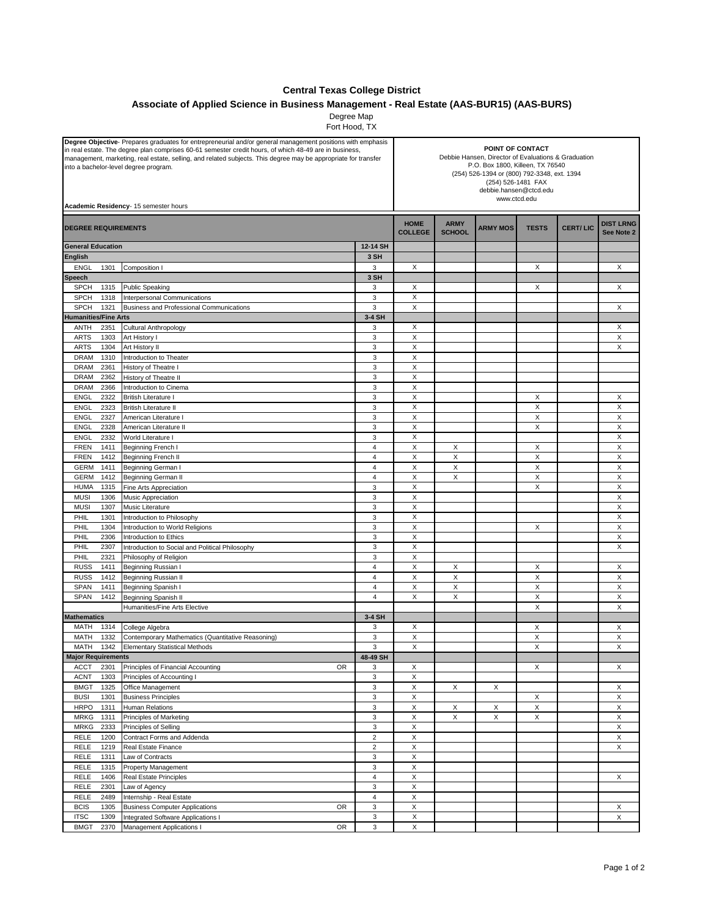# Central Texas College District

## Associate of Applied Science in Business Management - Real Estate (AAS-BUR15) (AAS-BURS)

Degree Map

Fort Hood, TX

**Degree Objective**- Prepares graduates for entrepreneurial and/or general management positions with emphasis in real estate. The degree plan comprises 60-61 semester credit hours, of which 48-49 are in business, management, marketing, real estate, selling, and related subjects. This degree may be appropriate for transfer into a bachelor-level degree program.

**Academic Residency**- 15 semester hours

**POINT OF CONTACT**
Debbie Hansen, Director of Evaluations & Graduation
P.O. Box 1800, Killeen, TX 76540
(254) 526-1394 or (800) 792-3348, ext. 1394
(254) 526-1481 FAX
debbie.hansen@ctcd.edu
www.ctcd.edu

| DEGREE REQUIREMENTS | | | | | HOME COLLEGE | ARMY SCHOOL | ARMY MOS | TESTS | CERT/ LIC | DIST LRNG See Note 2 |
|---|---|---|---|---|---|---|---|---|---|---|
| **General Education** | | | | **12-14 SH** | | | | | | |
| **English** | | | | **3 SH** | | | | | | |
| ENGL | 1301 | Composition I | | 3 | X | | | X | | X |
| **Speech** | | | | **3 SH** | | | | | | |
| SPCH | 1315 | Public Speaking | | 3 | X | | | X | | X |
| SPCH | 1318 | Interpersonal Communications | | 3 | X | | | | | |
| SPCH | 1321 | Business and Professional Communications | | 3 | X | | | | | X |
| **Humanities/Fine Arts** | | | | **3-4 SH** | | | | | | |
| ANTH | 2351 | Cultural Anthropology | | 3 | X | | | | | X |
| ARTS | 1303 | Art History I | | 3 | X | | | | | X |
| ARTS | 1304 | Art History II | | 3 | X | | | | | X |
| DRAM | 1310 | Introduction to Theater | | 3 | X | | | | | |
| DRAM | 2361 | History of Theatre I | | 3 | X | | | | | |
| DRAM | 2362 | History of Theatre II | | 3 | X | | | | | |
| DRAM | 2366 | Introduction to Cinema | | 3 | X | | | | | |
| ENGL | 2322 | British Literature I | | 3 | X | | | X | | X |
| ENGL | 2323 | British Literature II | | 3 | X | | | X | | X |
| ENGL | 2327 | American Literature I | | 3 | X | | | X | | X |
| ENGL | 2328 | American Literature II | | 3 | X | | | X | | X |
| ENGL | 2332 | World Literature I | | 3 | X | | | | | X |
| FREN | 1411 | Beginning French I | | 4 | X | X | | X | | X |
| FREN | 1412 | Beginning French II | | 4 | X | X | | X | | X |
| GERM | 1411 | Beginning German I | | 4 | X | X | | X | | X |
| GERM | 1412 | Beginning German II | | 4 | X | X | | X | | X |
| HUMA | 1315 | Fine Arts Appreciation | | 3 | X | | | X | | X |
| MUSI | 1306 | Music Appreciation | | 3 | X | | | | | X |
| MUSI | 1307 | Music Literature | | 3 | X | | | | | X |
| PHIL | 1301 | Introduction to Philosophy | | 3 | X | | | | | X |
| PHIL | 1304 | Introduction to World Religions | | 3 | X | | | X | | X |
| PHIL | 2306 | Introduction to Ethics | | 3 | X | | | | | X |
| PHIL | 2307 | Introduction to Social and Political Philosophy | | 3 | X | | | | | X |
| PHIL | 2321 | Philosophy of Religion | | 3 | X | | | | | |
| RUSS | 1411 | Beginning Russian I | | 4 | X | X | | X | | X |
| RUSS | 1412 | Beginning Russian II | | 4 | X | X | | X | | X |
| SPAN | 1411 | Beginning Spanish I | | 4 | X | X | | X | | X |
| SPAN | 1412 | Beginning Spanish II | | 4 | X | X | | X | | X |
| | | Humanities/Fine Arts Elective | | | | | | X | | X |
| **Mathematics** | | | | **3-4 SH** | | | | | | |
| MATH | 1314 | College Algebra | | 3 | X | | | X | | X |
| MATH | 1332 | Contemporary Mathematics (Quantitative Reasoning) | | 3 | X | | | X | | X |
| MATH | 1342 | Elementary Statistical Methods | | 3 | X | | | X | | X |
| **Major Requirements** | | | | **48-49 SH** | | | | | | |
| ACCT | 2301 | Principles of Financial Accounting | OR | 3 | X | | | X | | X |
| ACNT | 1303 | Principles of Accounting I | | 3 | X | | | | | |
| BMGT | 1325 | Office Management | | 3 | X | X | X | | | X |
| BUSI | 1301 | Business Principles | | 3 | X | | | X | | X |
| HRPO | 1311 | Human Relations | | 3 | X | X | X | X | | X |
| MRKG | 1311 | Principles of Marketing | | 3 | X | X | X | X | | X |
| MRKG | 2333 | Principles of Selling | | 3 | X | | | | | X |
| RELE | 1200 | Contract Forms and Addenda | | 2 | X | | | | | X |
| RELE | 1219 | Real Estate Finance | | 2 | X | | | | | X |
| RELE | 1311 | Law of Contracts | | 3 | X | | | | | |
| RELE | 1315 | Property Management | | 3 | X | | | | | |
| RELE | 1406 | Real Estate Principles | | 4 | X | | | | | X |
| RELE | 2301 | Law of Agency | | 3 | X | | | | | |
| RELE | 2489 | Internship - Real Estate | | 4 | X | | | | | |
| BCIS | 1305 | Business Computer Applications | OR | 3 | X | | | | | X |
| ITSC | 1309 | Integrated Software Applications I | | 3 | X | | | | | X |
| BMGT | 2370 | Management Applications I | OR | 3 | X | | | | | |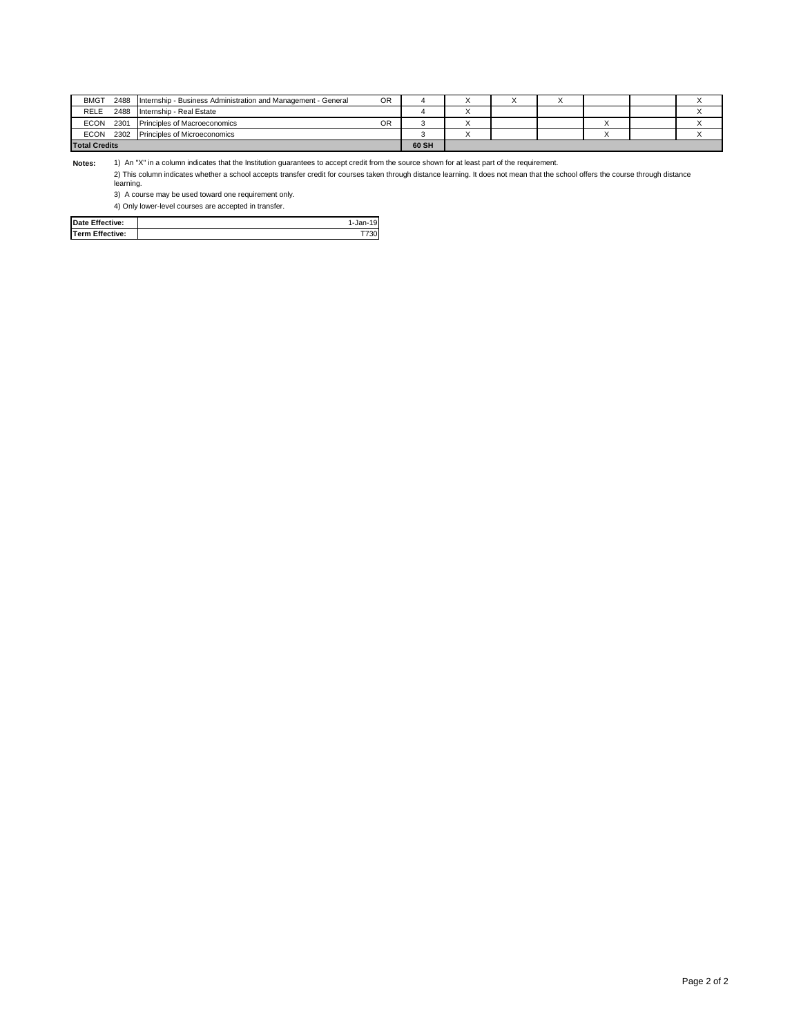| | | | | | | | | | | |
|---|---|---|---|---|---|---|---|---|---|---|
| BMGT | 2488 | Internship - Business Administration and Management - General | OR | 4 | X | X | X | | | X |
| RELE | 2488 | Internship - Real Estate | | 4 | X | | | | | X |
| ECON | 2301 | Principles of Macroeconomics | OR | 3 | X | | | X | | X |
| ECON | 2302 | Principles of Microeconomics | | 3 | X | | | X | | X |
| **Total Credits** | | | | **60 SH** | | | | | | |

**Notes:**

1) An "X" in a column indicates that the Institution guarantees to accept credit from the source shown for at least part of the requirement.

2) This column indicates whether a school accepts transfer credit for courses taken through distance learning. It does not mean that the school offers the course through distance learning.

3) A course may be used toward one requirement only.

4) Only lower-level courses are accepted in transfer.

| | |
|---|---|
| **Date Effective:** | 1-Jan-19 |
| **Term Effective:** | T730 |